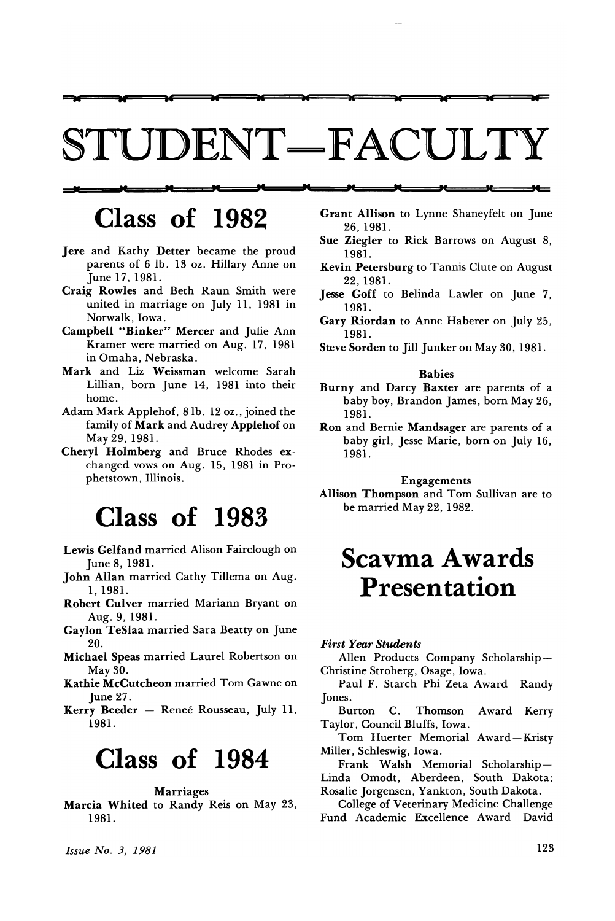# STUDENT—FACULTY

## Class of 1982

**Jere** and Kathy **Detter** became the proud parents of 6 lb. 13 oz. Hillary Anne on June 17, 1981.

**Craig Rowles** and Beth Raun Smith were united in marriage on July 11, 1981 in Norwalk, Iowa.

**Campbell "Binker" Mercer** and Julie Ann Kramer were married on Aug. 17, 1981 in Omaha, Nebraska.

**Mark** and Liz **Weissman** welcome Sarah Lillian, born June 14, 1981 into their home.

Adam Mark Applehof, 8 lb. 12 oz., joined the family of **Mark** and Audrey **Applehof** on May 29, 1981.

**Cheryl Holmberg** and Bruce Rhodes exchanged vows on Aug. 15, 1981 in Prophetstown, Illinois.

## Class of 1983

**Lewis Gelfand** married Alison Fairclough on June 8, 1981.

**John Allan** married Cathy Tillema on Aug. 1, 1981.

**Robert Culver** married Mariann Bryant on Aug. 9, 1981.

**Gaylon TeSlaa** married Sara Beatty on June 20.

**Michael Speas** married Laurel Robertson on May 30.

**Kathie McCutcheon** married Tom Gawne on June 27.

**Kerry Beeder** — Reneé Rousseau, July 11, 1981.

## Class of 1984

**Marriages**

**Marcia Whited** to Randy Reis on May 23, 1981.

**Grant Allison** to Lynne Shaneyfelt on June 26, 1981.

**Sue Ziegler** to Rick Barrows on August 8, 1981.

**Kevin Petersburg** to Tannis Clute on August 22, 1981.

**Jesse Goff** to Belinda Lawler on June 7, 1981.

**Gary Riordan** to Anne Haberer on July 25, 1981.

**Steve Sorden** to Jill Junker on May 30, 1981.

**Babies**

**Burny** and Darcy **Baxter** are parents of a baby boy, Brandon James, born May 26, 1981.

**Ron** and Bernie **Mandsager** are parents of a baby girl, Jesse Marie, born on July 16, 1981.

**Engagements**

**Allison Thompson** and Tom Sullivan are to be married May 22, 1982.

## Scavma Awards Presentation

***First Year Students***

Allen Products Company Scholarship—Christine Stroberg, Osage, Iowa.

Paul F. Starch Phi Zeta Award—Randy Jones.

Burton C. Thomson Award—Kerry Taylor, Council Bluffs, Iowa.

Tom Huerter Memorial Award—Kristy Miller, Schleswig, Iowa.

Frank Walsh Memorial Scholarship—Linda Omodt, Aberdeen, South Dakota; Rosalie Jorgensen, Yankton, South Dakota.

College of Veterinary Medicine Challenge Fund Academic Excellence Award—David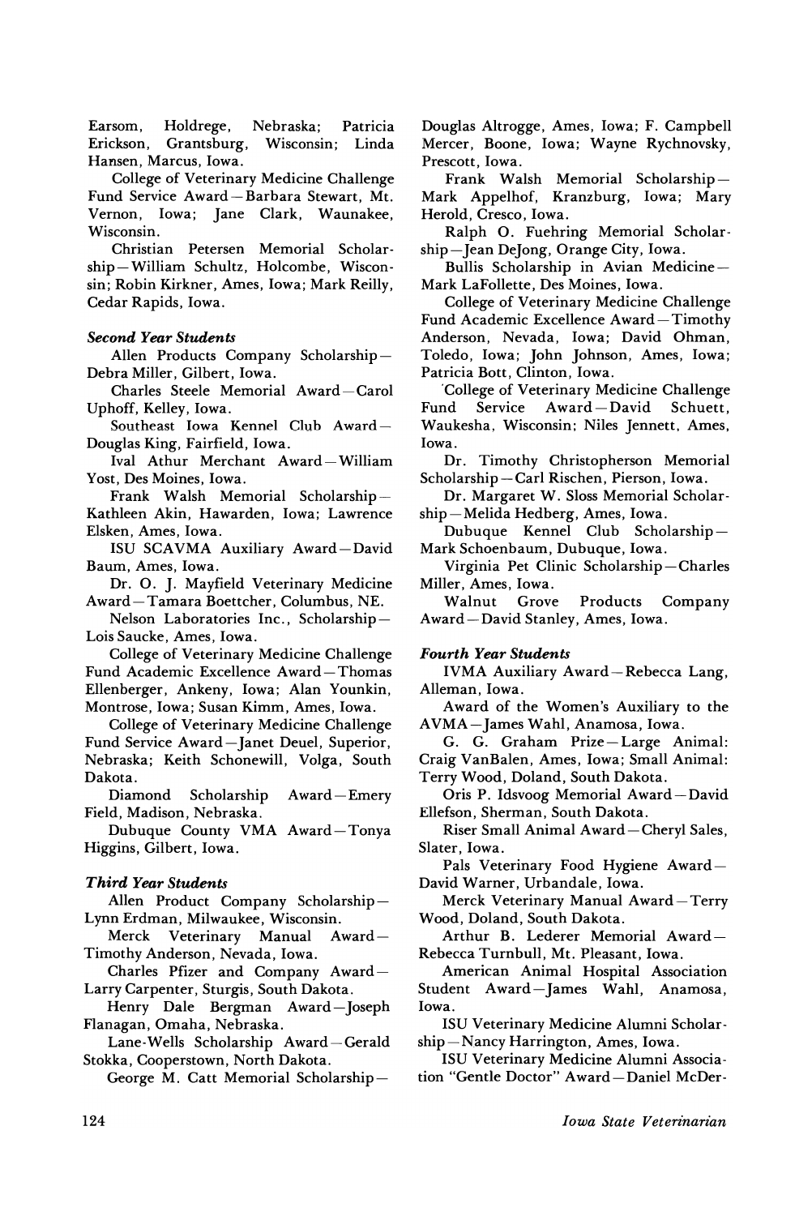Earsom, Holdrege, Nebraska; Patricia Erickson, Grantsburg, Wisconsin; Linda Hansen, Marcus, Iowa.

College of Veterinary Medicine Challenge Fund Service Award—Barbara Stewart, Mt. Vernon, Iowa; Jane Clark, Waunakee, Wisconsin.

Christian Petersen Memorial Scholarship—William Schultz, Holcombe, Wisconsin; Robin Kirkner, Ames, Iowa; Mark Reilly, Cedar Rapids, Iowa.

### Second Year Students

Allen Products Company Scholarship—Debra Miller, Gilbert, Iowa.

Charles Steele Memorial Award—Carol Uphoff, Kelley, Iowa.

Southeast Iowa Kennel Club Award—Douglas King, Fairfield, Iowa.

Ival Athur Merchant Award—William Yost, Des Moines, Iowa.

Frank Walsh Memorial Scholarship—Kathleen Akin, Hawarden, Iowa; Lawrence Elsken, Ames, Iowa.

ISU SCAVMA Auxiliary Award—David Baum, Ames, Iowa.

Dr. O. J. Mayfield Veterinary Medicine Award—Tamara Boettcher, Columbus, NE.

Nelson Laboratories Inc., Scholarship—Lois Saucke, Ames, Iowa.

College of Veterinary Medicine Challenge Fund Academic Excellence Award—Thomas Ellenberger, Ankeny, Iowa; Alan Younkin, Montrose, Iowa; Susan Kimm, Ames, Iowa.

College of Veterinary Medicine Challenge Fund Service Award—Janet Deuel, Superior, Nebraska; Keith Schonewill, Volga, South Dakota.

Diamond Scholarship Award—Emery Field, Madison, Nebraska.

Dubuque County VMA Award—Tonya Higgins, Gilbert, Iowa.

### Third Year Students

Allen Product Company Scholarship—Lynn Erdman, Milwaukee, Wisconsin.

Merck Veterinary Manual Award—Timothy Anderson, Nevada, Iowa.

Charles Pfizer and Company Award—Larry Carpenter, Sturgis, South Dakota.

Henry Dale Bergman Award—Joseph Flanagan, Omaha, Nebraska.

Lane-Wells Scholarship Award—Gerald Stokka, Cooperstown, North Dakota.

George M. Catt Memorial Scholarship—Douglas Altrogge, Ames, Iowa; F. Campbell Mercer, Boone, Iowa; Wayne Rychnovsky, Prescott, Iowa.

Frank Walsh Memorial Scholarship—Mark Appelhof, Kranzburg, Iowa; Mary Herold, Cresco, Iowa.

Ralph O. Fuehring Memorial Scholarship—Jean DeJong, Orange City, Iowa.

Bullis Scholarship in Avian Medicine—Mark LaFollette, Des Moines, Iowa.

College of Veterinary Medicine Challenge Fund Academic Excellence Award—Timothy Anderson, Nevada, Iowa; David Ohman, Toledo, Iowa; John Johnson, Ames, Iowa; Patricia Bott, Clinton, Iowa.

College of Veterinary Medicine Challenge Fund Service Award—David Schuett, Waukesha, Wisconsin; Niles Jennett, Ames, Iowa.

Dr. Timothy Christopherson Memorial Scholarship—Carl Rischen, Pierson, Iowa.

Dr. Margaret W. Sloss Memorial Scholarship—Melida Hedberg, Ames, Iowa.

Dubuque Kennel Club Scholarship—Mark Schoenbaum, Dubuque, Iowa.

Virginia Pet Clinic Scholarship—Charles Miller, Ames, Iowa.

Walnut Grove Products Company Award—David Stanley, Ames, Iowa.

### Fourth Year Students

IVMA Auxiliary Award—Rebecca Lang, Alleman, Iowa.

Award of the Women's Auxiliary to the AVMA—James Wahl, Anamosa, Iowa.

G. G. Graham Prize—Large Animal: Craig VanBalen, Ames, Iowa; Small Animal: Terry Wood, Doland, South Dakota.

Oris P. Idsvoog Memorial Award—David Ellefson, Sherman, South Dakota.

Riser Small Animal Award—Cheryl Sales, Slater, Iowa.

Pals Veterinary Food Hygiene Award—David Warner, Urbandale, Iowa.

Merck Veterinary Manual Award—Terry Wood, Doland, South Dakota.

Arthur B. Lederer Memorial Award—Rebecca Turnbull, Mt. Pleasant, Iowa.

American Animal Hospital Association Student Award—James Wahl, Anamosa, Iowa.

ISU Veterinary Medicine Alumni Scholarship—Nancy Harrington, Ames, Iowa.

ISU Veterinary Medicine Alumni Association "Gentle Doctor" Award—Daniel McDer-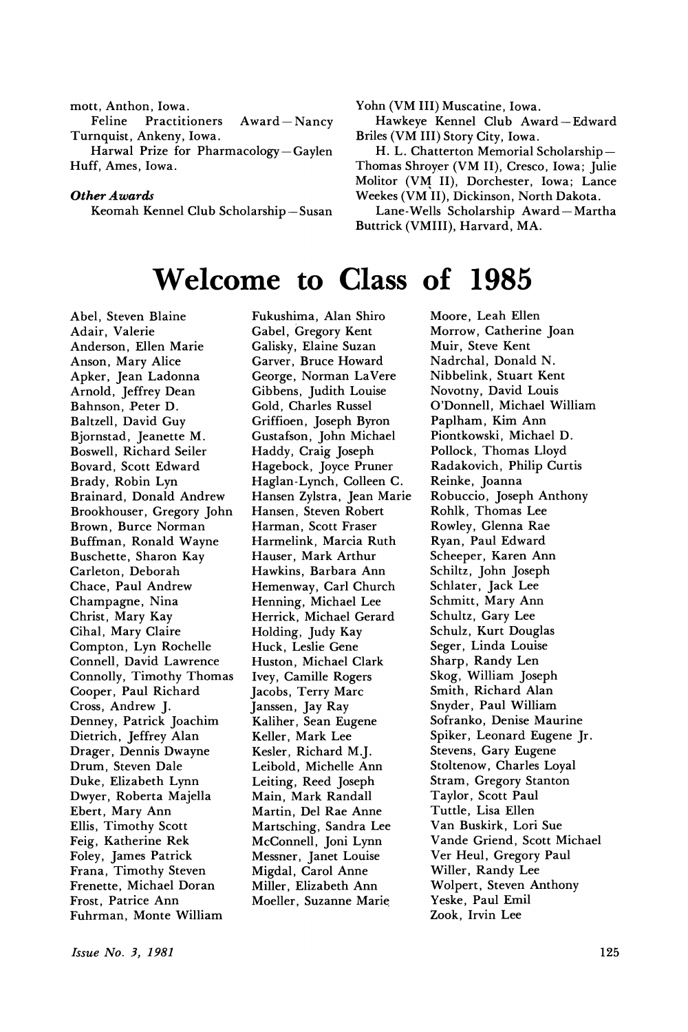mott, Anthon, Iowa.

Feline Practitioners Award—Nancy Turnquist, Ankeny, Iowa.

Harwal Prize for Pharmacology—Gaylen Huff, Ames, Iowa.

***Other Awards***

Keomah Kennel Club Scholarship—Susan Yohn (VM III) Muscatine, Iowa.

Hawkeye Kennel Club Award—Edward Briles (VM III) Story City, Iowa.

H. L. Chatterton Memorial Scholarship—Thomas Shroyer (VM II), Cresco, Iowa; Julie Molitor (VM II), Dorchester, Iowa; Lance Weekes (VM II), Dickinson, North Dakota.

Lane-Wells Scholarship Award—Martha Buttrick (VMIII), Harvard, MA.

# Welcome to Class of 1985

Abel, Steven Blaine
Adair, Valerie
Anderson, Ellen Marie
Anson, Mary Alice
Apker, Jean Ladonna
Arnold, Jeffrey Dean
Bahnson, Peter D.
Baltzell, David Guy
Bjornstad, Jeanette M.
Boswell, Richard Seiler
Bovard, Scott Edward
Brady, Robin Lyn
Brainard, Donald Andrew
Brookhouser, Gregory John
Brown, Burce Norman
Buffman, Ronald Wayne
Buschette, Sharon Kay
Carleton, Deborah
Chace, Paul Andrew
Champagne, Nina
Christ, Mary Kay
Cihal, Mary Claire
Compton, Lyn Rochelle
Connell, David Lawrence
Connolly, Timothy Thomas
Cooper, Paul Richard
Cross, Andrew J.
Denney, Patrick Joachim
Dietrich, Jeffrey Alan
Drager, Dennis Dwayne
Drum, Steven Dale
Duke, Elizabeth Lynn
Dwyer, Roberta Majella
Ebert, Mary Ann
Ellis, Timothy Scott
Feig, Katherine Rek
Foley, James Patrick
Frana, Timothy Steven
Frenette, Michael Doran
Frost, Patrice Ann
Fuhrman, Monte William
Fukushima, Alan Shiro
Gabel, Gregory Kent
Galisky, Elaine Suzan
Garver, Bruce Howard
George, Norman LaVere
Gibbens, Judith Louise
Gold, Charles Russel
Griffioen, Joseph Byron
Gustafson, John Michael
Haddy, Craig Joseph
Hagebock, Joyce Pruner
Haglan-Lynch, Colleen C.
Hansen Zylstra, Jean Marie
Hansen, Steven Robert
Harman, Scott Fraser
Harmelink, Marcia Ruth
Hauser, Mark Arthur
Hawkins, Barbara Ann
Hemenway, Carl Church
Henning, Michael Lee
Herrick, Michael Gerard
Holding, Judy Kay
Huck, Leslie Gene
Huston, Michael Clark
Ivey, Camille Rogers
Jacobs, Terry Marc
Janssen, Jay Ray
Kaliher, Sean Eugene
Keller, Mark Lee
Kesler, Richard M.J.
Leibold, Michelle Ann
Leiting, Reed Joseph
Main, Mark Randall
Martin, Del Rae Anne
Martsching, Sandra Lee
McConnell, Joni Lynn
Messner, Janet Louise
Migdal, Carol Anne
Miller, Elizabeth Ann
Moeller, Suzanne Marie
Moore, Leah Ellen
Morrow, Catherine Joan
Muir, Steve Kent
Nadrchal, Donald N.
Nibbelink, Stuart Kent
Novotny, David Louis
O'Donnell, Michael William
Paplham, Kim Ann
Piontkowski, Michael D.
Pollock, Thomas Lloyd
Radakovich, Philip Curtis
Reinke, Joanna
Robuccio, Joseph Anthony
Rohlk, Thomas Lee
Rowley, Glenna Rae
Ryan, Paul Edward
Scheeper, Karen Ann
Schiltz, John Joseph
Schlater, Jack Lee
Schmitt, Mary Ann
Schultz, Gary Lee
Schulz, Kurt Douglas
Seger, Linda Louise
Sharp, Randy Len
Skog, William Joseph
Smith, Richard Alan
Snyder, Paul William
Sofranko, Denise Maurine
Spiker, Leonard Eugene Jr.
Stevens, Gary Eugene
Stoltenow, Charles Loyal
Stram, Gregory Stanton
Taylor, Scott Paul
Tuttle, Lisa Ellen
Van Buskirk, Lori Sue
Vande Griend, Scott Michael
Ver Heul, Gregory Paul
Willer, Randy Lee
Wolpert, Steven Anthony
Yeske, Paul Emil
Zook, Irvin Lee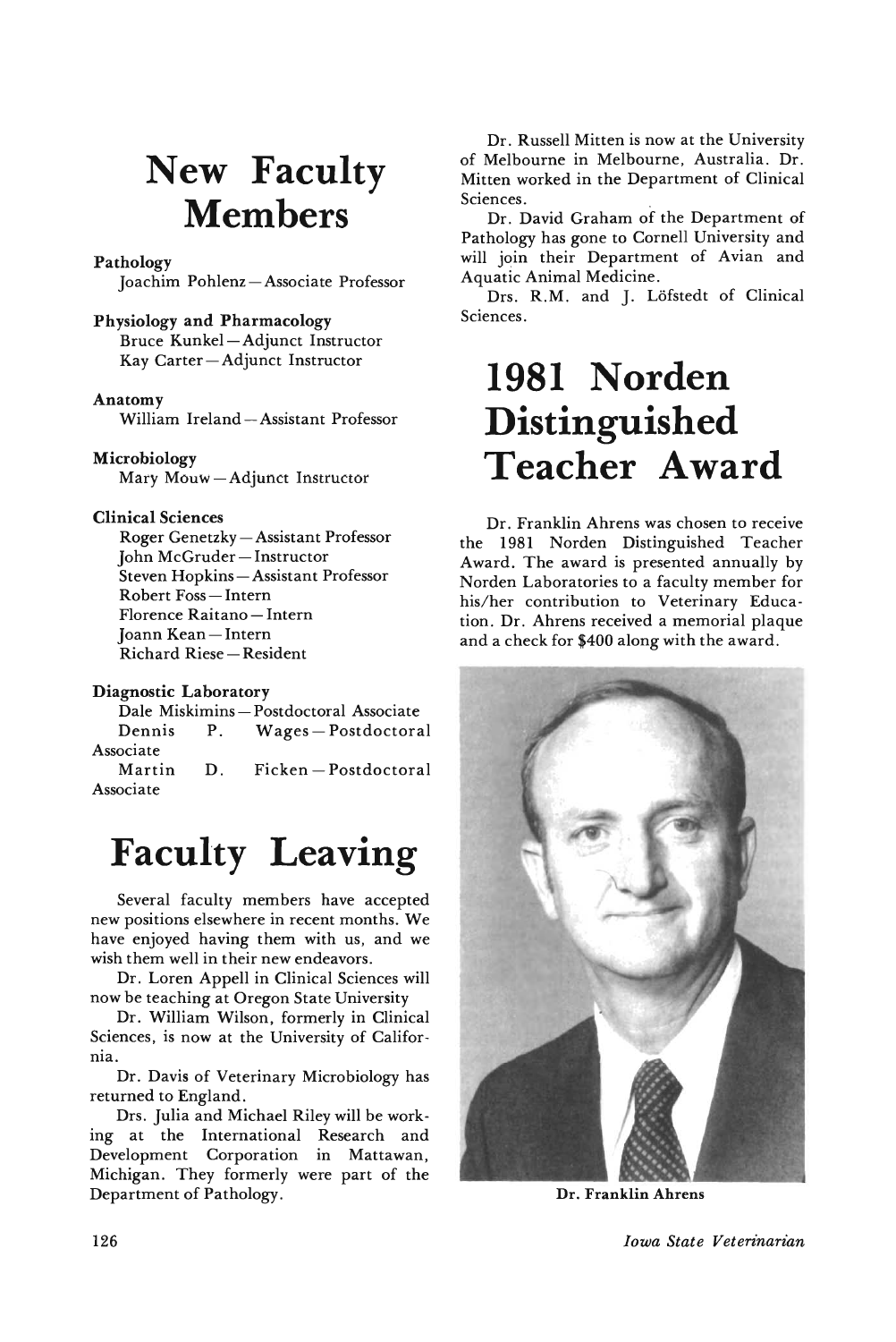# New Faculty Members

**Pathology**
Joachim Pohlenz — Associate Professor

**Physiology and Pharmacology**
Bruce Kunkel — Adjunct Instructor
Kay Carter — Adjunct Instructor

**Anatomy**
William Ireland — Assistant Professor

**Microbiology**
Mary Mouw — Adjunct Instructor

**Clinical Sciences**
Roger Genetzky — Assistant Professor
John McGruder — Instructor
Steven Hopkins — Assistant Professor
Robert Foss — Intern
Florence Raitano — Intern
Joann Kean — Intern
Richard Riese — Resident

**Diagnostic Laboratory**
Dale Miskimins — Postdoctoral Associate
Dennis P. Wages — Postdoctoral Associate
Martin D. Ficken — Postdoctoral Associate

# Faculty Leaving

Several faculty members have accepted new positions elsewhere in recent months. We have enjoyed having them with us, and we wish them well in their new endeavors.

Dr. Loren Appell in Clinical Sciences will now be teaching at Oregon State University

Dr. William Wilson, formerly in Clinical Sciences, is now at the University of California.

Dr. Davis of Veterinary Microbiology has returned to England.

Drs. Julia and Michael Riley will be working at the International Research and Development Corporation in Mattawan, Michigan. They formerly were part of the Department of Pathology.

Dr. Russell Mitten is now at the University of Melbourne in Melbourne, Australia. Dr. Mitten worked in the Department of Clinical Sciences.

Dr. David Graham of the Department of Pathology has gone to Cornell University and will join their Department of Avian and Aquatic Animal Medicine.

Drs. R.M. and J. Löfstedt of Clinical Sciences.

# 1981 Norden Distinguished Teacher Award

Dr. Franklin Ahrens was chosen to receive the 1981 Norden Distinguished Teacher Award. The award is presented annually by Norden Laboratories to a faculty member for his/her contribution to Veterinary Education. Dr. Ahrens received a memorial plaque and a check for $400 along with the award.

Dr. Franklin Ahrens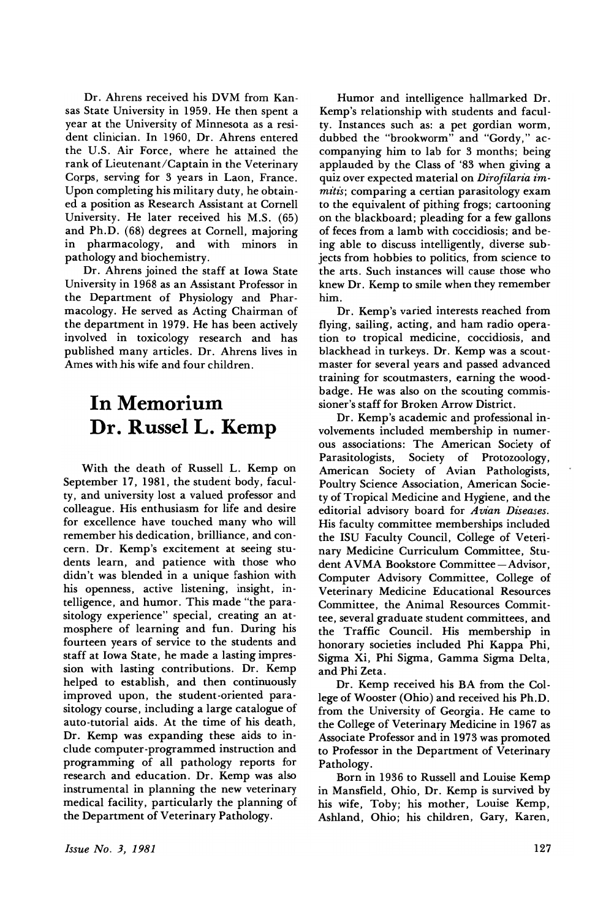Dr. Ahrens received his DVM from Kansas State University in 1959. He then spent a year at the University of Minnesota as a resident clinician. In 1960, Dr. Ahrens entered the U.S. Air Force, where he attained the rank of Lieutenant/Captain in the Veterinary Corps, serving for 3 years in Laon, France. Upon completing his military duty, he obtained a position as Research Assistant at Cornell University. He later received his M.S. (65) and Ph.D. (68) degrees at Cornell, majoring in pharmacology, and with minors in pathology and biochemistry.

Dr. Ahrens joined the staff at Iowa State University in 1968 as an Assistant Professor in the Department of Physiology and Pharmacology. He served as Acting Chairman of the department in 1979. He has been actively involved in toxicology research and has published many articles. Dr. Ahrens lives in Ames with his wife and four children.

# In Memorium Dr. Russel L. Kemp

With the death of Russell L. Kemp on September 17, 1981, the student body, faculty, and university lost a valued professor and colleague. His enthusiasm for life and desire for excellence have touched many who will remember his dedication, brilliance, and concern. Dr. Kemp's excitement at seeing students learn, and patience with those who didn't was blended in a unique fashion with his openness, active listening, insight, intelligence, and humor. This made "the parasitology experience" special, creating an atmosphere of learning and fun. During his fourteen years of service to the students and staff at Iowa State, he made a lasting impression with lasting contributions. Dr. Kemp helped to establish, and then continuously improved upon, the student-oriented parasitology course, including a large catalogue of auto-tutorial aids. At the time of his death, Dr. Kemp was expanding these aids to include computer-programmed instruction and programming of all pathology reports for research and education. Dr. Kemp was also instrumental in planning the new veterinary medical facility, particularly the planning of the Department of Veterinary Pathology.

Humor and intelligence hallmarked Dr. Kemp's relationship with students and faculty. Instances such as: a pet gordian worm, dubbed the "brookworm" and "Gordy," accompanying him to lab for 3 months; being applauded by the Class of '83 when giving a quiz over expected material on *Dirofilaria immitis*; comparing a certian parasitology exam to the equivalent of pithing frogs; cartooning on the blackboard; pleading for a few gallons of feces from a lamb with coccidiosis; and being able to discuss intelligently, diverse subjects from hobbies to politics, from science to the arts. Such instances will cause those who knew Dr. Kemp to smile when they remember him.

Dr. Kemp's varied interests reached from flying, sailing, acting, and ham radio operation to tropical medicine, coccidiosis, and blackhead in turkeys. Dr. Kemp was a scoutmaster for several years and passed advanced training for scoutmasters, earning the woodbadge. He was also on the scouting commissioner's staff for Broken Arrow District.

Dr. Kemp's academic and professional involvements included membership in numerous associations: The American Society of Parasitologists, Society of Protozoology, American Society of Avian Pathologists, Poultry Science Association, American Society of Tropical Medicine and Hygiene, and the editorial advisory board for *Avian Diseases*. His faculty committee memberships included the ISU Faculty Council, College of Veterinary Medicine Curriculum Committee, Student AVMA Bookstore Committee—Advisor, Computer Advisory Committee, College of Veterinary Medicine Educational Resources Committee, the Animal Resources Committee, several graduate student committees, and the Traffic Council. His membership in honorary societies included Phi Kappa Phi, Sigma Xi, Phi Sigma, Gamma Sigma Delta, and Phi Zeta.

Dr. Kemp received his BA from the College of Wooster (Ohio) and received his Ph.D. from the University of Georgia. He came to the College of Veterinary Medicine in 1967 as Associate Professor and in 1973 was promoted to Professor in the Department of Veterinary Pathology.

Born in 1936 to Russell and Louise Kemp in Mansfield, Ohio, Dr. Kemp is survived by his wife, Toby; his mother, Louise Kemp, Ashland, Ohio; his children, Gary, Karen,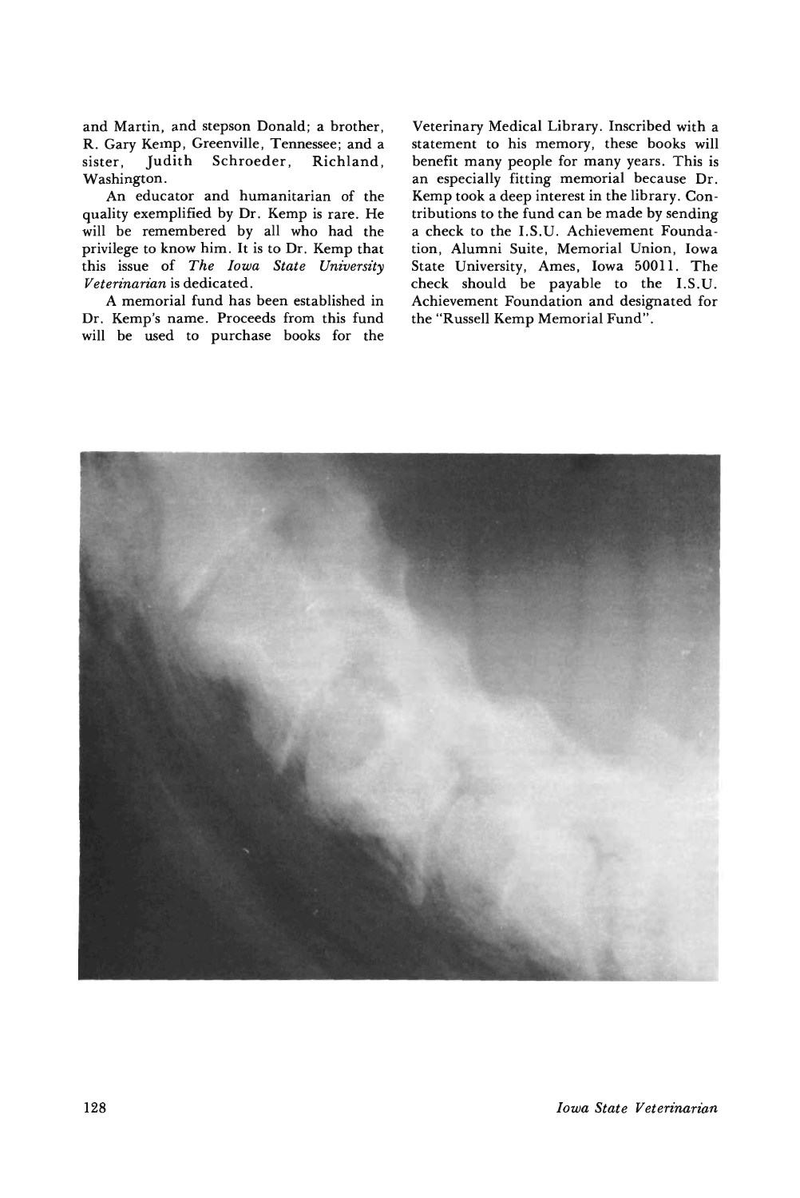and Martin, and stepson Donald; a brother, R. Gary Kemp, Greenville, Tennessee; and a sister, Judith Schroeder, Richland, Washington.

An educator and humanitarian of the quality exemplified by Dr. Kemp is rare. He will be remembered by all who had the privilege to know him. It is to Dr. Kemp that this issue of *The Iowa State University Veterinarian* is dedicated.

A memorial fund has been established in Dr. Kemp's name. Proceeds from this fund will be used to purchase books for the Veterinary Medical Library. Inscribed with a statement to his memory, these books will benefit many people for many years. This is an especially fitting memorial because Dr. Kemp took a deep interest in the library. Contributions to the fund can be made by sending a check to the I.S.U. Achievement Foundation, Alumni Suite, Memorial Union, Iowa State University, Ames, Iowa 50011. The check should be payable to the I.S.U. Achievement Foundation and designated for the "Russell Kemp Memorial Fund".